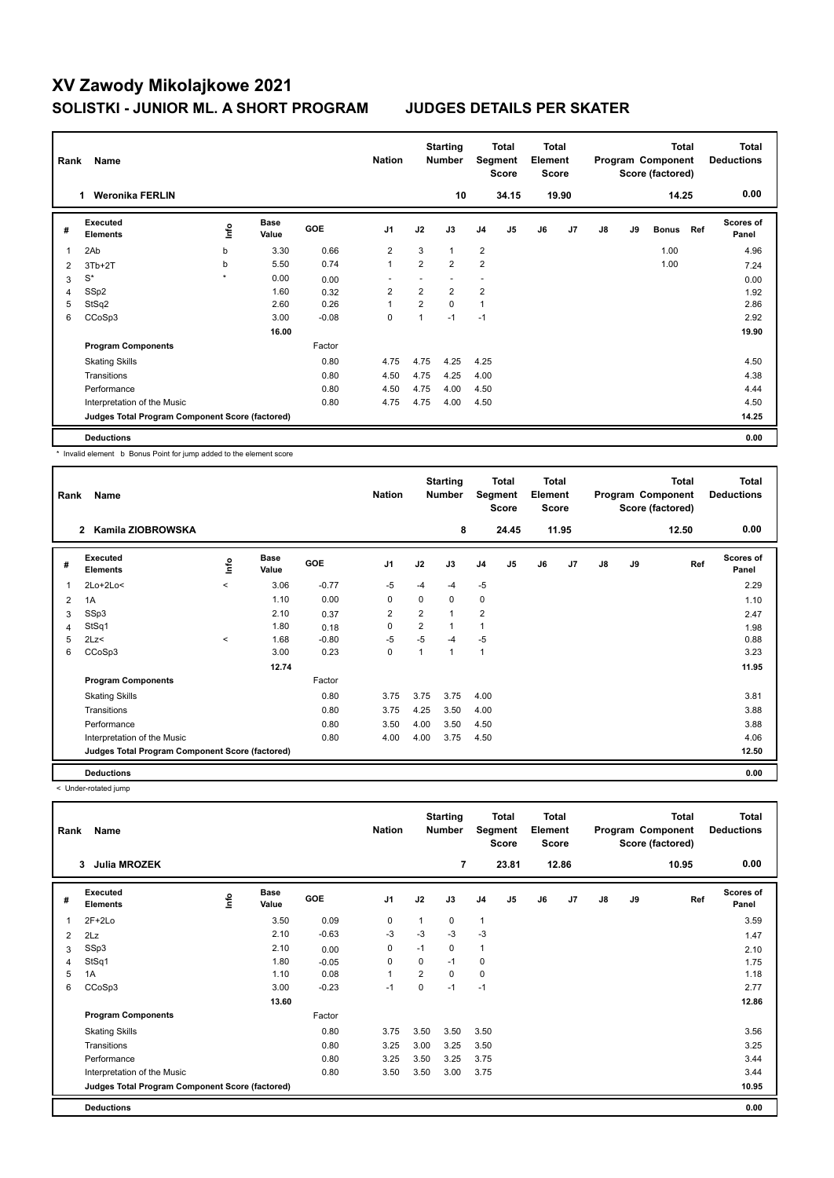# XV Zawody Mikolajkowe 2021

## SOLISTKI - JUNIOR ML. A SHORT PROGRAM JUDGES DETAILS PER SKATER

| Rank | Name | Nation | Starting Number | Total Segment Score | Total Element Score | Total Program Component Score (factored) | Total Deductions |
|---|---|---|---|---|---|---|---|
| 1 | Weronika FERLIN | | 10 | 34.15 | 19.90 | 14.25 | 0.00 |

| # | Executed Elements | Info | Base Value | GOE | J1 | J2 | J3 | J4 | J5 | J6 | J7 | J8 | J9 | Bonus | Ref | Scores of Panel |
|---|---|---|---|---|---|---|---|---|---|---|---|---|---|---|---|---|
| 1 | 2Ab | b | 3.30 | 0.66 | 2 | 3 | 1 | 2 | | | | | | 1.00 | | 4.96 |
| 2 | 3Tb+2T | b | 5.50 | 0.74 | 1 | 2 | 2 | 2 | | | | | | 1.00 | | 7.24 |
| 3 | S* | * | 0.00 | 0.00 | - | - | - | - | | | | | | | | 0.00 |
| 4 | SSp2 | | 1.60 | 0.32 | 2 | 2 | 2 | 2 | | | | | | | | 1.92 |
| 5 | StSq2 | | 2.60 | 0.26 | 1 | 2 | 0 | 1 | | | | | | | | 2.86 |
| 6 | CCoSp3 | | 3.00 | -0.08 | 0 | 1 | -1 | -1 | | | | | | | | 2.92 |
| | | | 16.00 | | | | | | | | | | | | | 19.90 |
| | **Program Components** | | | Factor | | | | | | | | | | | | |
| | Skating Skills | | | 0.80 | 4.75 | 4.75 | 4.25 | 4.25 | | | | | | | | 4.50 |
| | Transitions | | | 0.80 | 4.50 | 4.75 | 4.25 | 4.00 | | | | | | | | 4.38 |
| | Performance | | | 0.80 | 4.50 | 4.75 | 4.00 | 4.50 | | | | | | | | 4.44 |
| | Interpretation of the Music | | | 0.80 | 4.75 | 4.75 | 4.00 | 4.50 | | | | | | | | 4.50 |
| | **Judges Total Program Component Score (factored)** | | | | | | | | | | | | | | | 14.25 |
| | **Deductions** | | | | | | | | | | | | | | | 0.00 |

\* Invalid element b Bonus Point for jump added to the element score

| Rank | Name | Nation | Starting Number | Total Segment Score | Total Element Score | Total Program Component Score (factored) | Total Deductions |
|---|---|---|---|---|---|---|---|
| 2 | Kamila ZIOBROWSKA | | 8 | 24.45 | 11.95 | 12.50 | 0.00 |

| # | Executed Elements | Info | Base Value | GOE | J1 | J2 | J3 | J4 | J5 | J6 | J7 | J8 | J9 | Ref | Scores of Panel |
|---|---|---|---|---|---|---|---|---|---|---|---|---|---|---|---|
| 1 | 2Lo+2Lo< | < | 3.06 | -0.77 | -5 | -4 | -4 | -5 | | | | | | | 2.29 |
| 2 | 1A | | 1.10 | 0.00 | 0 | 0 | 0 | 0 | | | | | | | 1.10 |
| 3 | SSp3 | | 2.10 | 0.37 | 2 | 2 | 1 | 2 | | | | | | | 2.47 |
| 4 | StSq1 | | 1.80 | 0.18 | 0 | 2 | 1 | 1 | | | | | | | 1.98 |
| 5 | 2Lz< | < | 1.68 | -0.80 | -5 | -5 | -4 | -5 | | | | | | | 0.88 |
| 6 | CCoSp3 | | 3.00 | 0.23 | 0 | 1 | 1 | 1 | | | | | | | 3.23 |
| | | | 12.74 | | | | | | | | | | | | 11.95 |
| | **Program Components** | | | Factor | | | | | | | | | | | |
| | Skating Skills | | | 0.80 | 3.75 | 3.75 | 3.75 | 4.00 | | | | | | | 3.81 |
| | Transitions | | | 0.80 | 3.75 | 4.25 | 3.50 | 4.00 | | | | | | | 3.88 |
| | Performance | | | 0.80 | 3.50 | 4.00 | 3.50 | 4.50 | | | | | | | 3.88 |
| | Interpretation of the Music | | | 0.80 | 4.00 | 4.00 | 3.75 | 4.50 | | | | | | | 4.06 |
| | **Judges Total Program Component Score (factored)** | | | | | | | | | | | | | | 12.50 |
| | **Deductions** | | | | | | | | | | | | | | 0.00 |

< Under-rotated jump

| Rank | Name | Nation | Starting Number | Total Segment Score | Total Element Score | Total Program Component Score (factored) | Total Deductions |
|---|---|---|---|---|---|---|---|
| 3 | Julia MROZEK | | 7 | 23.81 | 12.86 | 10.95 | 0.00 |

| # | Executed Elements | Info | Base Value | GOE | J1 | J2 | J3 | J4 | J5 | J6 | J7 | J8 | J9 | Ref | Scores of Panel |
|---|---|---|---|---|---|---|---|---|---|---|---|---|---|---|---|
| 1 | 2F+2Lo | | 3.50 | 0.09 | 0 | 1 | 0 | 1 | | | | | | | 3.59 |
| 2 | 2Lz | | 2.10 | -0.63 | -3 | -3 | -3 | -3 | | | | | | | 1.47 |
| 3 | SSp3 | | 2.10 | 0.00 | 0 | -1 | 0 | 1 | | | | | | | 2.10 |
| 4 | StSq1 | | 1.80 | -0.05 | 0 | 0 | -1 | 0 | | | | | | | 1.75 |
| 5 | 1A | | 1.10 | 0.08 | 1 | 2 | 0 | 0 | | | | | | | 1.18 |
| 6 | CCoSp3 | | 3.00 | -0.23 | -1 | 0 | -1 | -1 | | | | | | | 2.77 |
| | | | 13.60 | | | | | | | | | | | | 12.86 |
| | **Program Components** | | | Factor | | | | | | | | | | | |
| | Skating Skills | | | 0.80 | 3.75 | 3.50 | 3.50 | 3.50 | | | | | | | 3.56 |
| | Transitions | | | 0.80 | 3.25 | 3.00 | 3.25 | 3.50 | | | | | | | 3.25 |
| | Performance | | | 0.80 | 3.25 | 3.50 | 3.25 | 3.75 | | | | | | | 3.44 |
| | Interpretation of the Music | | | 0.80 | 3.50 | 3.50 | 3.00 | 3.75 | | | | | | | 3.44 |
| | **Judges Total Program Component Score (factored)** | | | | | | | | | | | | | | 10.95 |
| | **Deductions** | | | | | | | | | | | | | | 0.00 |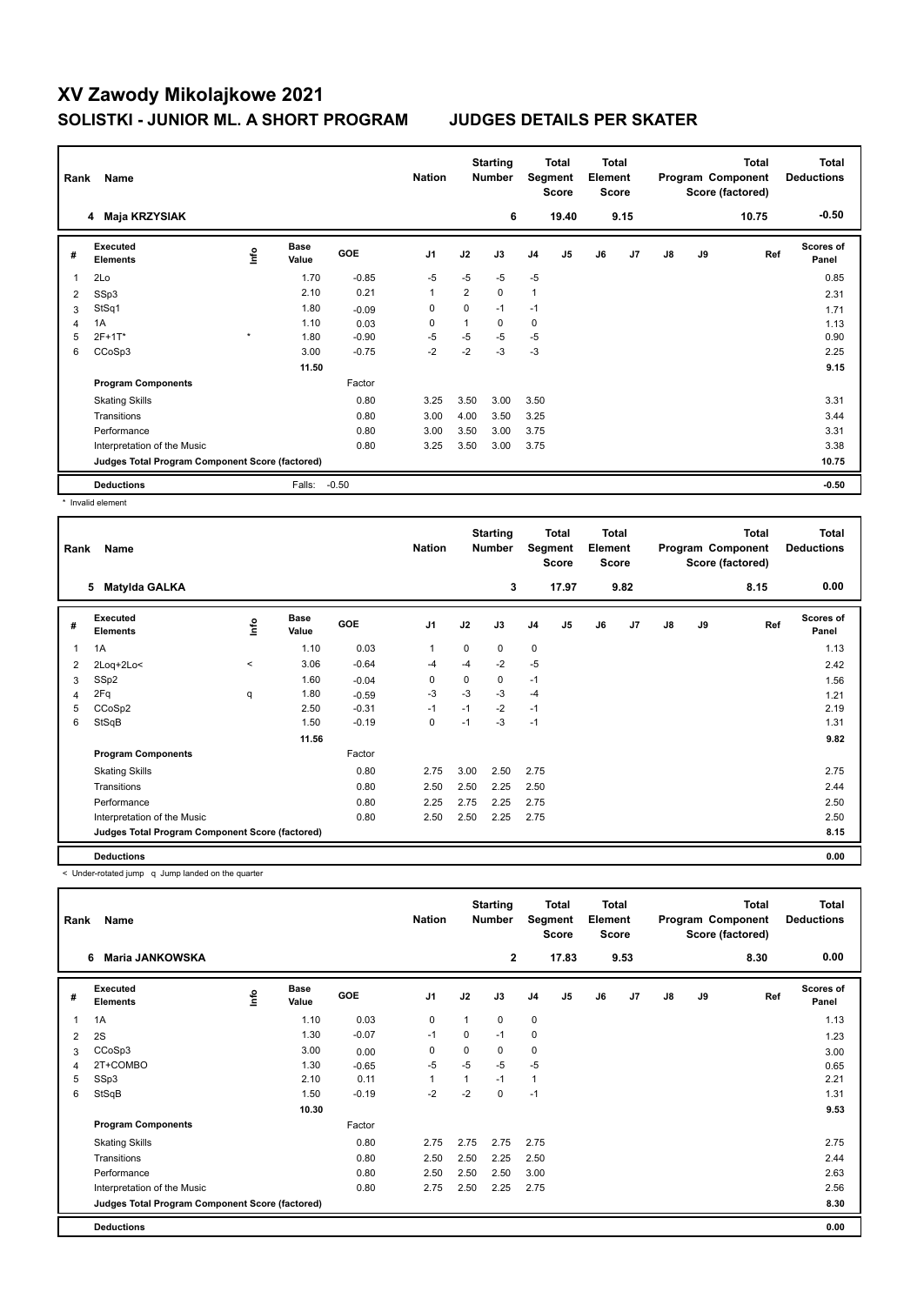# XV Zawody Mikolajkowe 2021

## SOLISTKI - JUNIOR ML. A SHORT PROGRAM JUDGES DETAILS PER SKATER

| Rank | Name | Nation | Starting Number | Total Segment Score | Total Element Score | Total Program Component Score (factored) | Total Deductions |
|---|---|---|---|---|---|---|---|
| 4 | Maja KRZYSIAK | | 6 | 19.40 | 9.15 | 10.75 | -0.50 |

| # | Executed Elements | Info | Base Value | GOE | J1 | J2 | J3 | J4 | J5 | J6 | J7 | J8 | J9 | Ref | Scores of Panel |
|---|---|---|---|---|---|---|---|---|---|---|---|---|---|---|---|
| 1 | 2Lo | | 1.70 | -0.85 | -5 | -5 | -5 | -5 | | | | | | | 0.85 |
| 2 | SSp3 | | 2.10 | 0.21 | 1 | 2 | 0 | 1 | | | | | | | 2.31 |
| 3 | StSq1 | | 1.80 | -0.09 | 0 | 0 | -1 | -1 | | | | | | | 1.71 |
| 4 | 1A | | 1.10 | 0.03 | 0 | 1 | 0 | 0 | | | | | | | 1.13 |
| 5 | 2F+1T* | * | 1.80 | -0.90 | -5 | -5 | -5 | -5 | | | | | | | 0.90 |
| 6 | CCoSp3 | | 3.00 | -0.75 | -2 | -2 | -3 | -3 | | | | | | | 2.25 |
| | | | 11.50 | | | | | | | | | | | | 9.15 |
| | **Program Components** | | | Factor | | | | | | | | | | | |
| | Skating Skills | | | 0.80 | 3.25 | 3.50 | 3.00 | 3.50 | | | | | | | 3.31 |
| | Transitions | | | 0.80 | 3.00 | 4.00 | 3.50 | 3.25 | | | | | | | 3.44 |
| | Performance | | | 0.80 | 3.00 | 3.50 | 3.00 | 3.75 | | | | | | | 3.31 |
| | Interpretation of the Music | | | 0.80 | 3.25 | 3.50 | 3.00 | 3.75 | | | | | | | 3.38 |
| | **Judges Total Program Component Score (factored)** | | | | | | | | | | | | | | 10.75 |
| | **Deductions** | | Falls: | -0.50 | | | | | | | | | | | -0.50 |

\* Invalid element

| Rank | Name | Nation | Starting Number | Total Segment Score | Total Element Score | Total Program Component Score (factored) | Total Deductions |
|---|---|---|---|---|---|---|---|
| 5 | Matylda GALKA | | 3 | 17.97 | 9.82 | 8.15 | 0.00 |

| # | Executed Elements | Info | Base Value | GOE | J1 | J2 | J3 | J4 | J5 | J6 | J7 | J8 | J9 | Ref | Scores of Panel |
|---|---|---|---|---|---|---|---|---|---|---|---|---|---|---|---|
| 1 | 1A | | 1.10 | 0.03 | 1 | 0 | 0 | 0 | | | | | | | 1.13 |
| 2 | 2Loq+2Lo< | < | 3.06 | -0.64 | -4 | -4 | -2 | -5 | | | | | | | 2.42 |
| 3 | SSp2 | | 1.60 | -0.04 | 0 | 0 | 0 | -1 | | | | | | | 1.56 |
| 4 | 2Fq | q | 1.80 | -0.59 | -3 | -3 | -3 | -4 | | | | | | | 1.21 |
| 5 | CCoSp2 | | 2.50 | -0.31 | -1 | -1 | -2 | -1 | | | | | | | 2.19 |
| 6 | StSqB | | 1.50 | -0.19 | 0 | -1 | -3 | -1 | | | | | | | 1.31 |
| | | | 11.56 | | | | | | | | | | | | 9.82 |
| | **Program Components** | | | Factor | | | | | | | | | | | |
| | Skating Skills | | | 0.80 | 2.75 | 3.00 | 2.50 | 2.75 | | | | | | | 2.75 |
| | Transitions | | | 0.80 | 2.50 | 2.50 | 2.25 | 2.50 | | | | | | | 2.44 |
| | Performance | | | 0.80 | 2.25 | 2.75 | 2.25 | 2.75 | | | | | | | 2.50 |
| | Interpretation of the Music | | | 0.80 | 2.50 | 2.50 | 2.25 | 2.75 | | | | | | | 2.50 |
| | **Judges Total Program Component Score (factored)** | | | | | | | | | | | | | | 8.15 |
| | **Deductions** | | | | | | | | | | | | | | 0.00 |

< Under-rotated jump q Jump landed on the quarter

| Rank | Name | Nation | Starting Number | Total Segment Score | Total Element Score | Total Program Component Score (factored) | Total Deductions |
|---|---|---|---|---|---|---|---|
| 6 | Maria JANKOWSKA | | 2 | 17.83 | 9.53 | 8.30 | 0.00 |

| # | Executed Elements | Info | Base Value | GOE | J1 | J2 | J3 | J4 | J5 | J6 | J7 | J8 | J9 | Ref | Scores of Panel |
|---|---|---|---|---|---|---|---|---|---|---|---|---|---|---|---|
| 1 | 1A | | 1.10 | 0.03 | 0 | 1 | 0 | 0 | | | | | | | 1.13 |
| 2 | 2S | | 1.30 | -0.07 | -1 | 0 | -1 | 0 | | | | | | | 1.23 |
| 3 | CCoSp3 | | 3.00 | 0.00 | 0 | 0 | 0 | 0 | | | | | | | 3.00 |
| 4 | 2T+COMBO | | 1.30 | -0.65 | -5 | -5 | -5 | -5 | | | | | | | 0.65 |
| 5 | SSp3 | | 2.10 | 0.11 | 1 | 1 | -1 | 1 | | | | | | | 2.21 |
| 6 | StSqB | | 1.50 | -0.19 | -2 | -2 | 0 | -1 | | | | | | | 1.31 |
| | | | 10.30 | | | | | | | | | | | | 9.53 |
| | **Program Components** | | | Factor | | | | | | | | | | | |
| | Skating Skills | | | 0.80 | 2.75 | 2.75 | 2.75 | 2.75 | | | | | | | 2.75 |
| | Transitions | | | 0.80 | 2.50 | 2.50 | 2.25 | 2.50 | | | | | | | 2.44 |
| | Performance | | | 0.80 | 2.50 | 2.50 | 2.50 | 3.00 | | | | | | | 2.63 |
| | Interpretation of the Music | | | 0.80 | 2.75 | 2.50 | 2.25 | 2.75 | | | | | | | 2.56 |
| | **Judges Total Program Component Score (factored)** | | | | | | | | | | | | | | 8.30 |
| | **Deductions** | | | | | | | | | | | | | | 0.00 |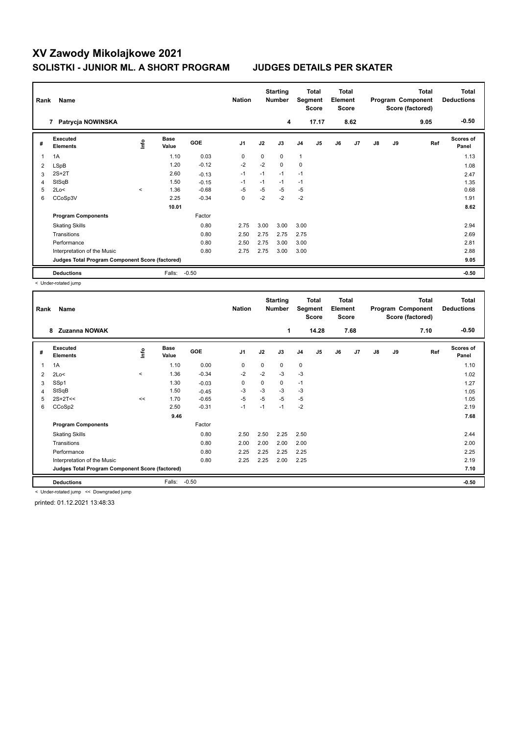# XV Zawody Mikolajkowe 2021

## SOLISTKI - JUNIOR ML. A SHORT PROGRAM JUDGES DETAILS PER SKATER

| Rank | Name | Nation | Starting Number | Total Segment Score | Total Element Score | Total Program Component Score (factored) | Total Deductions |
|---|---|---|---|---|---|---|---|
| 7 | Patrycja NOWINSKA | | 4 | 17.17 | 8.62 | 9.05 | -0.50 |

| # | Executed Elements | Info | Base Value | GOE | J1 | J2 | J3 | J4 | J5 | J6 | J7 | J8 | J9 | Ref | Scores of Panel |
|---|---|---|---|---|---|---|---|---|---|---|---|---|---|---|---|
| 1 | 1A | | 1.10 | 0.03 | 0 | 0 | 0 | 1 | | | | | | | 1.13 |
| 2 | LSpB | | 1.20 | -0.12 | -2 | -2 | 0 | 0 | | | | | | | 1.08 |
| 3 | 2S+2T | | 2.60 | -0.13 | -1 | -1 | -1 | -1 | | | | | | | 2.47 |
| 4 | StSqB | | 1.50 | -0.15 | -1 | -1 | -1 | -1 | | | | | | | 1.35 |
| 5 | 2Lo< | < | 1.36 | -0.68 | -5 | -5 | -5 | -5 | | | | | | | 0.68 |
| 6 | CCoSp3V | | 2.25 | -0.34 | 0 | -2 | -2 | -2 | | | | | | | 1.91 |
| | | | 10.01 | | | | | | | | | | | | 8.62 |
| | **Program Components** | | | Factor | | | | | | | | | | | |
| | Skating Skills | | | 0.80 | 2.75 | 3.00 | 3.00 | 3.00 | | | | | | | 2.94 |
| | Transitions | | | 0.80 | 2.50 | 2.75 | 2.75 | 2.75 | | | | | | | 2.69 |
| | Performance | | | 0.80 | 2.50 | 2.75 | 3.00 | 3.00 | | | | | | | 2.81 |
| | Interpretation of the Music | | | 0.80 | 2.75 | 2.75 | 3.00 | 3.00 | | | | | | | 2.88 |
| | **Judges Total Program Component Score (factored)** | | | | | | | | | | | | | | 9.05 |
| | **Deductions** | | Falls: | -0.50 | | | | | | | | | | | -0.50 |

< Under-rotated jump

| Rank | Name | Nation | Starting Number | Total Segment Score | Total Element Score | Total Program Component Score (factored) | Total Deductions |
|---|---|---|---|---|---|---|---|
| 8 | Zuzanna NOWAK | | 1 | 14.28 | 7.68 | 7.10 | -0.50 |

| # | Executed Elements | Info | Base Value | GOE | J1 | J2 | J3 | J4 | J5 | J6 | J7 | J8 | J9 | Ref | Scores of Panel |
|---|---|---|---|---|---|---|---|---|---|---|---|---|---|---|---|
| 1 | 1A | | 1.10 | 0.00 | 0 | 0 | 0 | 0 | | | | | | | 1.10 |
| 2 | 2Lo< | < | 1.36 | -0.34 | -2 | -2 | -3 | -3 | | | | | | | 1.02 |
| 3 | SSp1 | | 1.30 | -0.03 | 0 | 0 | 0 | -1 | | | | | | | 1.27 |
| 4 | StSqB | | 1.50 | -0.45 | -3 | -3 | -3 | -3 | | | | | | | 1.05 |
| 5 | 2S+2T<< | << | 1.70 | -0.65 | -5 | -5 | -5 | -5 | | | | | | | 1.05 |
| 6 | CCoSp2 | | 2.50 | -0.31 | -1 | -1 | -1 | -2 | | | | | | | 2.19 |
| | | | 9.46 | | | | | | | | | | | | 7.68 |
| | **Program Components** | | | Factor | | | | | | | | | | | |
| | Skating Skills | | | 0.80 | 2.50 | 2.50 | 2.25 | 2.50 | | | | | | | 2.44 |
| | Transitions | | | 0.80 | 2.00 | 2.00 | 2.00 | 2.00 | | | | | | | 2.00 |
| | Performance | | | 0.80 | 2.25 | 2.25 | 2.25 | 2.25 | | | | | | | 2.25 |
| | Interpretation of the Music | | | 0.80 | 2.25 | 2.25 | 2.00 | 2.25 | | | | | | | 2.19 |
| | **Judges Total Program Component Score (factored)** | | | | | | | | | | | | | | 7.10 |
| | **Deductions** | | Falls: | -0.50 | | | | | | | | | | | -0.50 |

< Under-rotated jump << Downgraded jump

printed: 01.12.2021 13:48:33